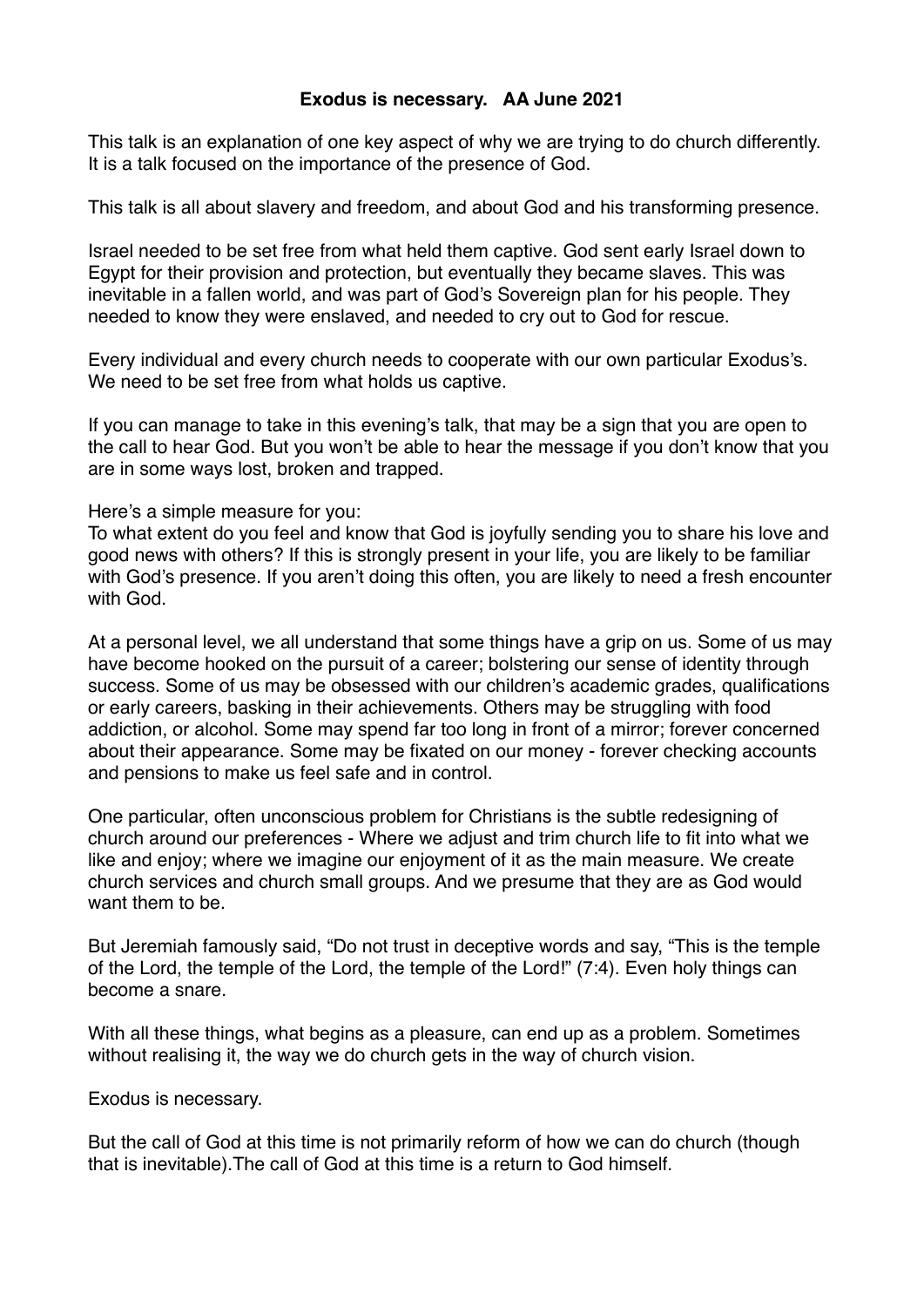**Exodus is necessary. AA June 2021**

This talk is an explanation of one key aspect of why we are trying to do church differently. It is a talk focused on the importance of the presence of God.

This talk is all about slavery and freedom, and about God and his transforming presence.

Israel needed to be set free from what held them captive. God sent early Israel down to Egypt for their provision and protection, but eventually they became slaves. This was inevitable in a fallen world, and was part of God's Sovereign plan for his people. They needed to know they were enslaved, and needed to cry out to God for rescue.

Every individual and every church needs to cooperate with our own particular Exodus's. We need to be set free from what holds us captive.

If you can manage to take in this evening's talk, that may be a sign that you are open to the call to hear God. But you won't be able to hear the message if you don't know that you are in some ways lost, broken and trapped.

Here's a simple measure for you:
To what extent do you feel and know that God is joyfully sending you to share his love and good news with others? If this is strongly present in your life, you are likely to be familiar with God's presence. If you aren't doing this often, you are likely to need a fresh encounter with God.

At a personal level, we all understand that some things have a grip on us. Some of us may have become hooked on the pursuit of a career; bolstering our sense of identity through success. Some of us may be obsessed with our children's academic grades, qualifications or early careers, basking in their achievements. Others may be struggling with food addiction, or alcohol. Some may spend far too long in front of a mirror; forever concerned about their appearance. Some may be fixated on our money - forever checking accounts and pensions to make us feel safe and in control.

One particular, often unconscious problem for Christians is the subtle redesigning of church around our preferences - Where we adjust and trim church life to fit into what we like and enjoy; where we imagine our enjoyment of it as the main measure. We create church services and church small groups. And we presume that they are as God would want them to be.

But Jeremiah famously said, "Do not trust in deceptive words and say, "This is the temple of the Lord, the temple of the Lord, the temple of the Lord!" (7:4). Even holy things can become a snare.

With all these things, what begins as a pleasure, can end up as a problem. Sometimes without realising it, the way we do church gets in the way of church vision.

Exodus is necessary.

But the call of God at this time is not primarily reform of how we can do church (though that is inevitable).The call of God at this time is a return to God himself.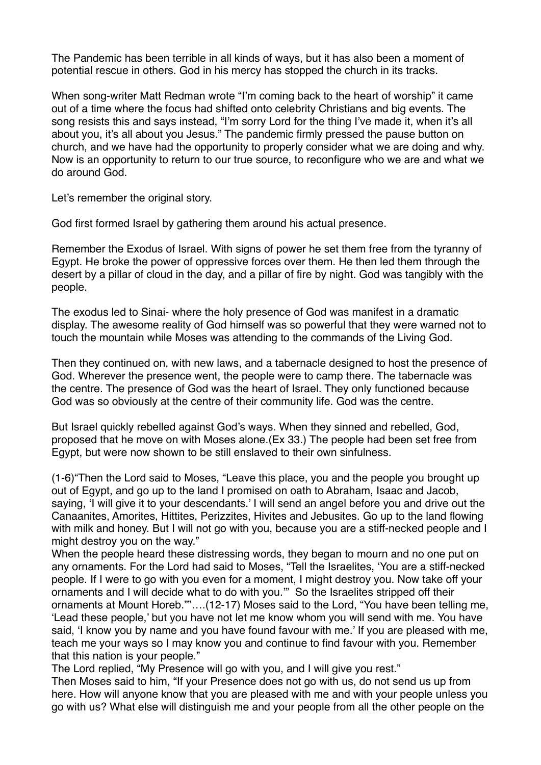The Pandemic has been terrible in all kinds of ways, but it has also been a moment of potential rescue in others. God in his mercy has stopped the church in its tracks.

When song-writer Matt Redman wrote "I'm coming back to the heart of worship" it came out of a time where the focus had shifted onto celebrity Christians and big events. The song resists this and says instead, "I'm sorry Lord for the thing I've made it, when it's all about you, it's all about you Jesus." The pandemic firmly pressed the pause button on church, and we have had the opportunity to properly consider what we are doing and why. Now is an opportunity to return to our true source, to reconfigure who we are and what we do around God.

Let's remember the original story.

God first formed Israel by gathering them around his actual presence.

Remember the Exodus of Israel. With signs of power he set them free from the tyranny of Egypt. He broke the power of oppressive forces over them. He then led them through the desert by a pillar of cloud in the day, and a pillar of fire by night. God was tangibly with the people.

The exodus led to Sinai- where the holy presence of God was manifest in a dramatic display. The awesome reality of God himself was so powerful that they were warned not to touch the mountain while Moses was attending to the commands of the Living God.

Then they continued on, with new laws, and a tabernacle designed to host the presence of God. Wherever the presence went, the people were to camp there. The tabernacle was the centre. The presence of God was the heart of Israel. They only functioned because God was so obviously at the centre of their community life. God was the centre.

But Israel quickly rebelled against God's ways. When they sinned and rebelled, God, proposed that he move on with Moses alone.(Ex 33.) The people had been set free from Egypt, but were now shown to be still enslaved to their own sinfulness.

(1-6)"Then the Lord said to Moses, "Leave this place, you and the people you brought up out of Egypt, and go up to the land I promised on oath to Abraham, Isaac and Jacob, saying, 'I will give it to your descendants.' I will send an angel before you and drive out the Canaanites, Amorites, Hittites, Perizzites, Hivites and Jebusites. Go up to the land flowing with milk and honey. But I will not go with you, because you are a stiff-necked people and I might destroy you on the way."
When the people heard these distressing words, they began to mourn and no one put on any ornaments. For the Lord had said to Moses, "Tell the Israelites, 'You are a stiff-necked people. If I were to go with you even for a moment, I might destroy you. Now take off your ornaments and I will decide what to do with you.'" So the Israelites stripped off their ornaments at Mount Horeb.""….(12-17) Moses said to the Lord, "You have been telling me, 'Lead these people,' but you have not let me know whom you will send with me. You have said, 'I know you by name and you have found favour with me.' If you are pleased with me, teach me your ways so I may know you and continue to find favour with you. Remember that this nation is your people."
The Lord replied, "My Presence will go with you, and I will give you rest."
Then Moses said to him, "If your Presence does not go with us, do not send us up from here. How will anyone know that you are pleased with me and with your people unless you go with us? What else will distinguish me and your people from all the other people on the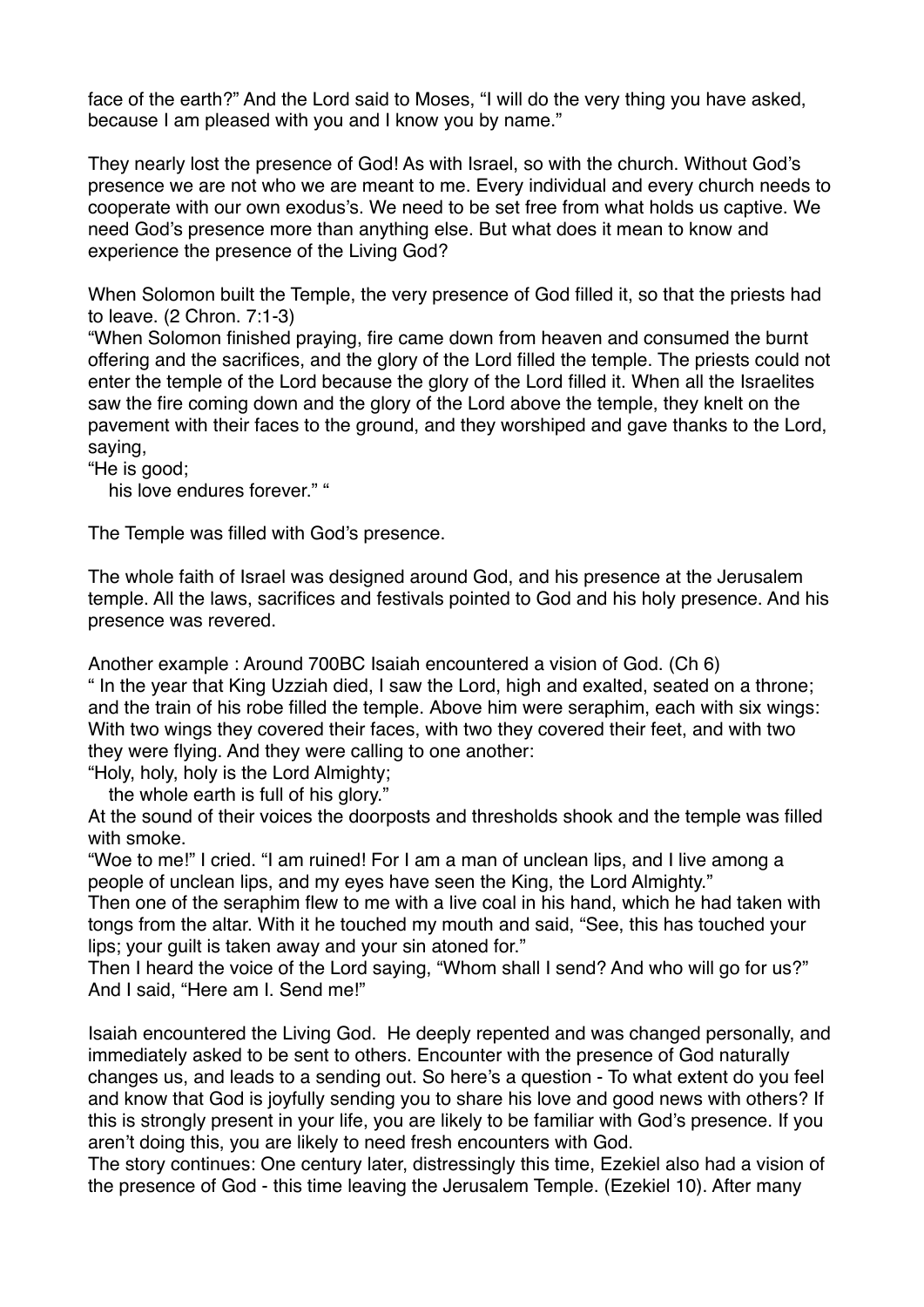face of the earth?" And the Lord said to Moses, "I will do the very thing you have asked, because I am pleased with you and I know you by name."

They nearly lost the presence of God! As with Israel, so with the church. Without God's presence we are not who we are meant to me. Every individual and every church needs to cooperate with our own exodus's. We need to be set free from what holds us captive. We need God's presence more than anything else. But what does it mean to know and experience the presence of the Living God?

When Solomon built the Temple, the very presence of God filled it, so that the priests had to leave. (2 Chron. 7:1-3)
"When Solomon finished praying, fire came down from heaven and consumed the burnt offering and the sacrifices, and the glory of the Lord filled the temple. The priests could not enter the temple of the Lord because the glory of the Lord filled it. When all the Israelites saw the fire coming down and the glory of the Lord above the temple, they knelt on the pavement with their faces to the ground, and they worshiped and gave thanks to the Lord, saying,
"He is good;
his love endures forever." "

The Temple was filled with God's presence.

The whole faith of Israel was designed around God, and his presence at the Jerusalem temple. All the laws, sacrifices and festivals pointed to God and his holy presence. And his presence was revered.

Another example : Around 700BC Isaiah encountered a vision of God. (Ch 6)
" In the year that King Uzziah died, I saw the Lord, high and exalted, seated on a throne; and the train of his robe filled the temple. Above him were seraphim, each with six wings: With two wings they covered their faces, with two they covered their feet, and with two they were flying. And they were calling to one another:
"Holy, holy, holy is the Lord Almighty;
the whole earth is full of his glory."
At the sound of their voices the doorposts and thresholds shook and the temple was filled with smoke.
"Woe to me!" I cried. "I am ruined! For I am a man of unclean lips, and I live among a people of unclean lips, and my eyes have seen the King, the Lord Almighty."
Then one of the seraphim flew to me with a live coal in his hand, which he had taken with tongs from the altar. With it he touched my mouth and said, "See, this has touched your lips; your guilt is taken away and your sin atoned for."
Then I heard the voice of the Lord saying, "Whom shall I send? And who will go for us?"
And I said, "Here am I. Send me!"

Isaiah encountered the Living God. He deeply repented and was changed personally, and immediately asked to be sent to others. Encounter with the presence of God naturally changes us, and leads to a sending out. So here's a question - To what extent do you feel and know that God is joyfully sending you to share his love and good news with others? If this is strongly present in your life, you are likely to be familiar with God's presence. If you aren't doing this, you are likely to need fresh encounters with God.
The story continues: One century later, distressingly this time, Ezekiel also had a vision of the presence of God - this time leaving the Jerusalem Temple. (Ezekiel 10). After many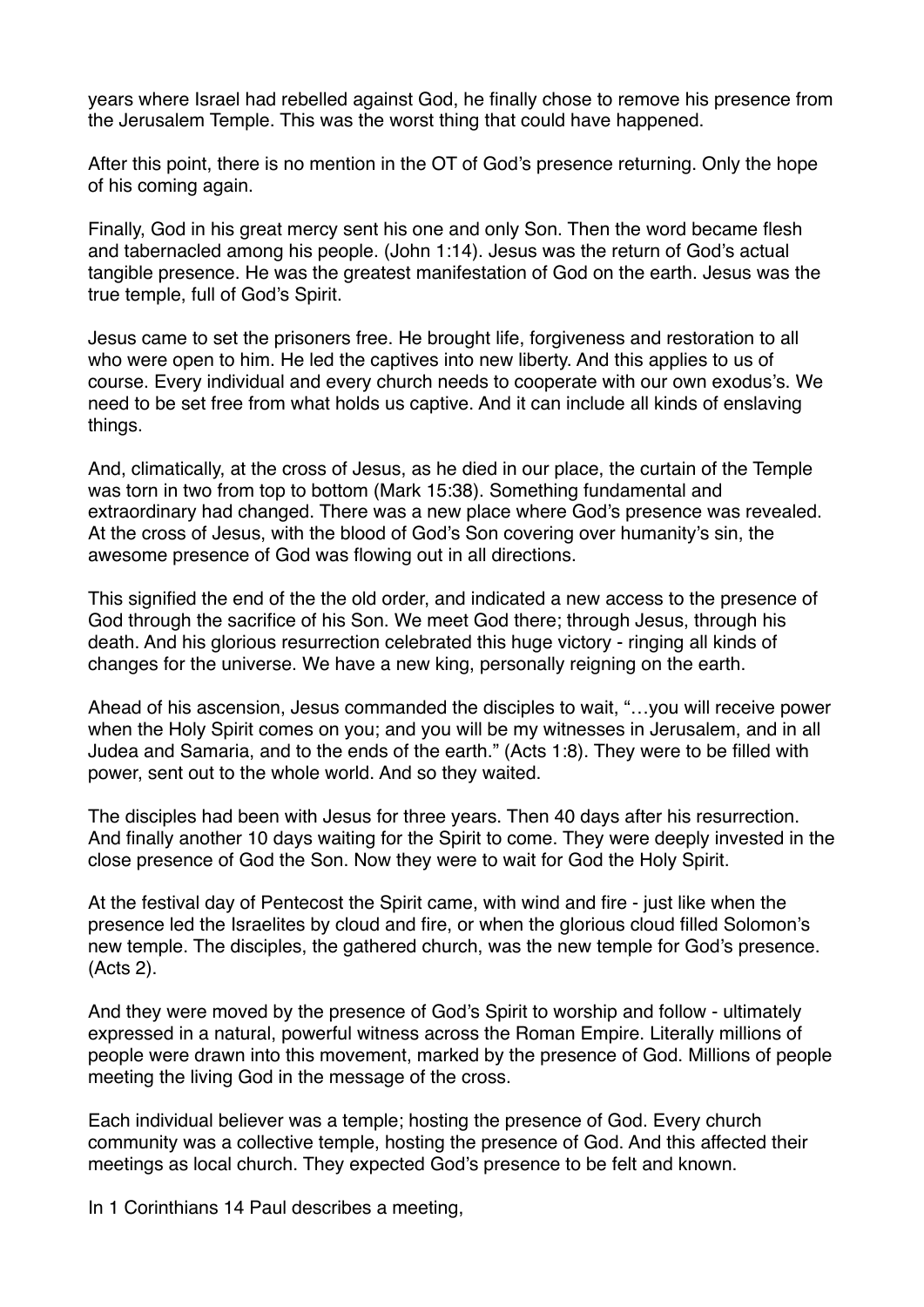years where Israel had rebelled against God, he finally chose to remove his presence from the Jerusalem Temple. This was the worst thing that could have happened.

After this point, there is no mention in the OT of God's presence returning. Only the hope of his coming again.

Finally, God in his great mercy sent his one and only Son. Then the word became flesh and tabernacled among his people. (John 1:14). Jesus was the return of God's actual tangible presence. He was the greatest manifestation of God on the earth. Jesus was the true temple, full of God's Spirit.

Jesus came to set the prisoners free. He brought life, forgiveness and restoration to all who were open to him. He led the captives into new liberty. And this applies to us of course. Every individual and every church needs to cooperate with our own exodus's. We need to be set free from what holds us captive. And it can include all kinds of enslaving things.

And, climatically, at the cross of Jesus, as he died in our place, the curtain of the Temple was torn in two from top to bottom (Mark 15:38). Something fundamental and extraordinary had changed. There was a new place where God's presence was revealed. At the cross of Jesus, with the blood of God's Son covering over humanity's sin, the awesome presence of God was flowing out in all directions.

This signified the end of the the old order, and indicated a new access to the presence of God through the sacrifice of his Son. We meet God there; through Jesus, through his death. And his glorious resurrection celebrated this huge victory - ringing all kinds of changes for the universe. We have a new king, personally reigning on the earth.

Ahead of his ascension, Jesus commanded the disciples to wait, "…you will receive power when the Holy Spirit comes on you; and you will be my witnesses in Jerusalem, and in all Judea and Samaria, and to the ends of the earth." (Acts 1:8). They were to be filled with power, sent out to the whole world. And so they waited.

The disciples had been with Jesus for three years. Then 40 days after his resurrection. And finally another 10 days waiting for the Spirit to come. They were deeply invested in the close presence of God the Son. Now they were to wait for God the Holy Spirit.

At the festival day of Pentecost the Spirit came, with wind and fire - just like when the presence led the Israelites by cloud and fire, or when the glorious cloud filled Solomon's new temple. The disciples, the gathered church, was the new temple for God's presence. (Acts 2).

And they were moved by the presence of God's Spirit to worship and follow - ultimately expressed in a natural, powerful witness across the Roman Empire. Literally millions of people were drawn into this movement, marked by the presence of God. Millions of people meeting the living God in the message of the cross.

Each individual believer was a temple; hosting the presence of God. Every church community was a collective temple, hosting the presence of God. And this affected their meetings as local church. They expected God's presence to be felt and known.

In 1 Corinthians 14 Paul describes a meeting,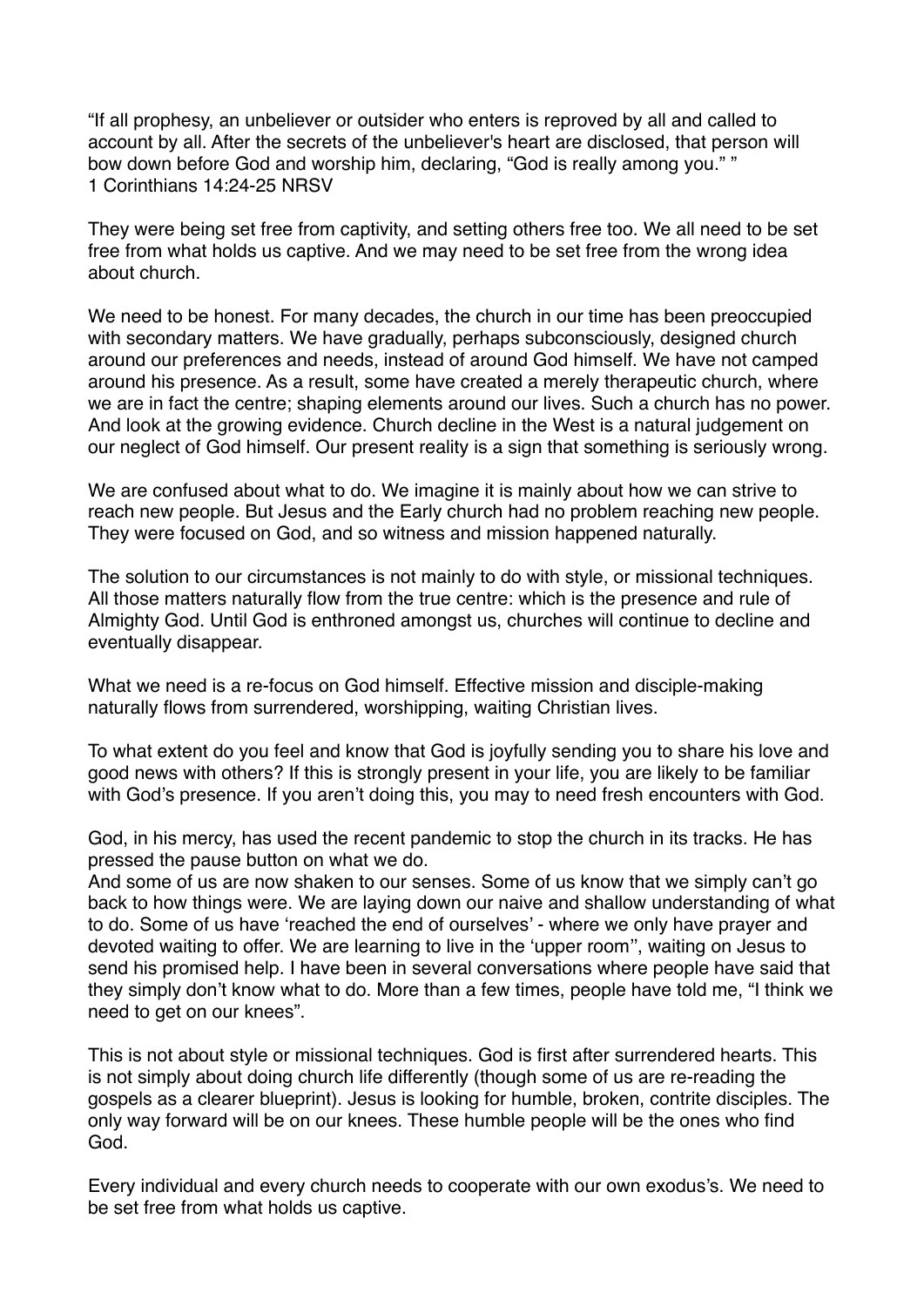“If all prophesy, an unbeliever or outsider who enters is reproved by all and called to account by all. After the secrets of the unbeliever's heart are disclosed, that person will bow down before God and worship him, declaring, “God is really among you.” ”
1 Corinthians 14:24-25 NRSV

They were being set free from captivity, and setting others free too. We all need to be set free from what holds us captive. And we may need to be set free from the wrong idea about church.

We need to be honest. For many decades, the church in our time has been preoccupied with secondary matters. We have gradually, perhaps subconsciously, designed church around our preferences and needs, instead of around God himself. We have not camped around his presence. As a result, some have created a merely therapeutic church, where we are in fact the centre; shaping elements around our lives. Such a church has no power. And look at the growing evidence. Church decline in the West is a natural judgement on our neglect of God himself. Our present reality is a sign that something is seriously wrong.

We are confused about what to do. We imagine it is mainly about how we can strive to reach new people. But Jesus and the Early church had no problem reaching new people. They were focused on God, and so witness and mission happened naturally.

The solution to our circumstances is not mainly to do with style, or missional techniques. All those matters naturally flow from the true centre: which is the presence and rule of Almighty God. Until God is enthroned amongst us, churches will continue to decline and eventually disappear.

What we need is a re-focus on God himself. Effective mission and disciple-making naturally flows from surrendered, worshipping, waiting Christian lives.

To what extent do you feel and know that God is joyfully sending you to share his love and good news with others? If this is strongly present in your life, you are likely to be familiar with God’s presence. If you aren’t doing this, you may to need fresh encounters with God.

God, in his mercy, has used the recent pandemic to stop the church in its tracks. He has pressed the pause button on what we do.
And some of us are now shaken to our senses. Some of us know that we simply can’t go back to how things were. We are laying down our naive and shallow understanding of what to do. Some of us have ‘reached the end of ourselves’ - where we only have prayer and devoted waiting to offer. We are learning to live in the ‘upper room’’, waiting on Jesus to send his promised help. I have been in several conversations where people have said that they simply don’t know what to do. More than a few times, people have told me, “I think we need to get on our knees”.

This is not about style or missional techniques. God is first after surrendered hearts. This is not simply about doing church life differently (though some of us are re-reading the gospels as a clearer blueprint). Jesus is looking for humble, broken, contrite disciples. The only way forward will be on our knees. These humble people will be the ones who find God.

Every individual and every church needs to cooperate with our own exodus’s. We need to be set free from what holds us captive.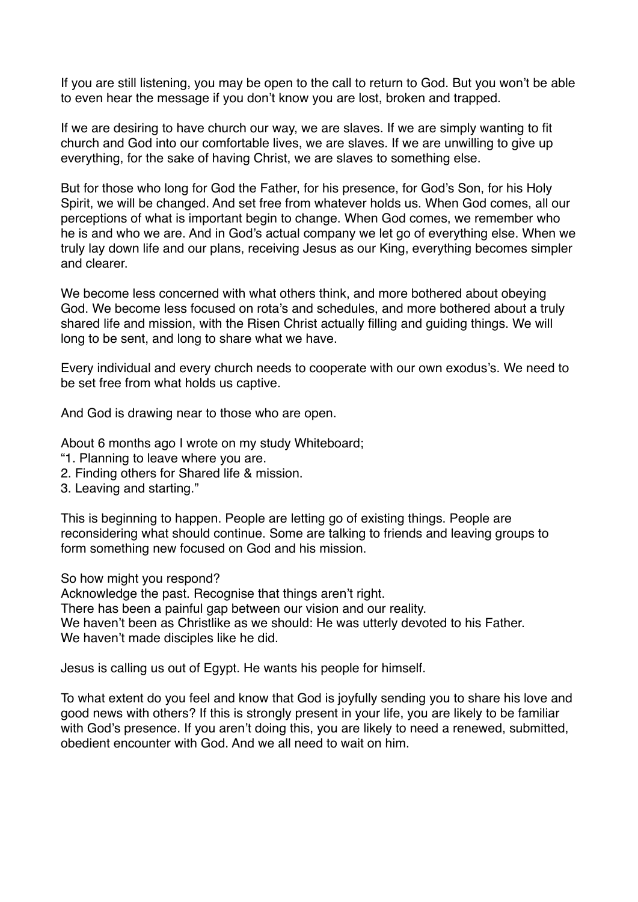If you are still listening, you may be open to the call to return to God. But you won't be able to even hear the message if you don't know you are lost, broken and trapped.

If we are desiring to have church our way, we are slaves. If we are simply wanting to fit church and God into our comfortable lives, we are slaves. If we are unwilling to give up everything, for the sake of having Christ, we are slaves to something else.

But for those who long for God the Father, for his presence, for God's Son, for his Holy Spirit, we will be changed. And set free from whatever holds us. When God comes, all our perceptions of what is important begin to change. When God comes, we remember who he is and who we are. And in God's actual company we let go of everything else. When we truly lay down life and our plans, receiving Jesus as our King, everything becomes simpler and clearer.

We become less concerned with what others think, and more bothered about obeying God. We become less focused on rota's and schedules, and more bothered about a truly shared life and mission, with the Risen Christ actually filling and guiding things. We will long to be sent, and long to share what we have.

Every individual and every church needs to cooperate with our own exodus's. We need to be set free from what holds us captive.

And God is drawing near to those who are open.

About 6 months ago I wrote on my study Whiteboard;
"1. Planning to leave where you are.
2. Finding others for Shared life & mission.
3. Leaving and starting."

This is beginning to happen. People are letting go of existing things. People are reconsidering what should continue. Some are talking to friends and leaving groups to form something new focused on God and his mission.

So how might you respond?
Acknowledge the past. Recognise that things aren't right.
There has been a painful gap between our vision and our reality.
We haven't been as Christlike as we should: He was utterly devoted to his Father.
We haven't made disciples like he did.

Jesus is calling us out of Egypt. He wants his people for himself.

To what extent do you feel and know that God is joyfully sending you to share his love and good news with others? If this is strongly present in your life, you are likely to be familiar with God's presence. If you aren't doing this, you are likely to need a renewed, submitted, obedient encounter with God. And we all need to wait on him.